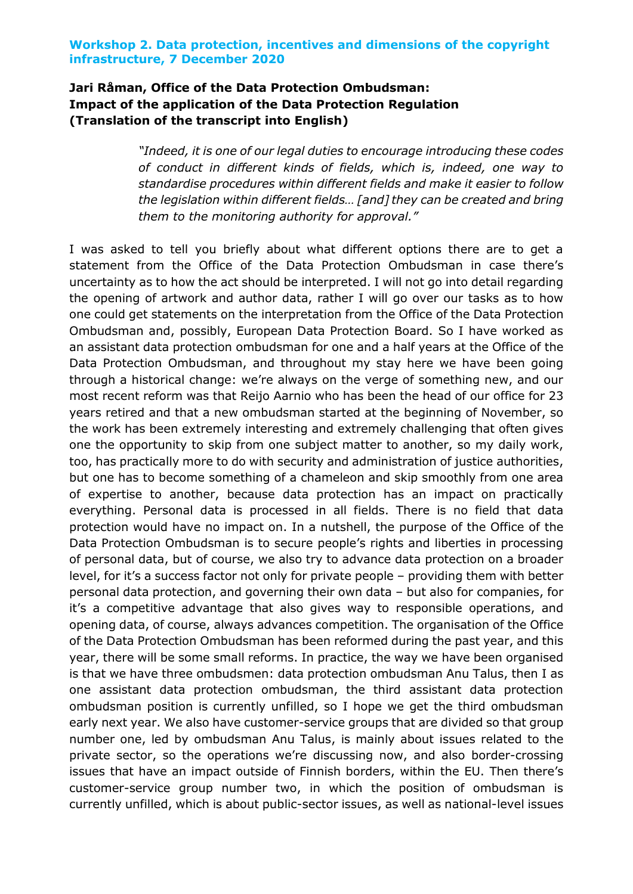**Workshop 2. Data protection, incentives and dimensions of the copyright infrastructure, 7 December 2020**

## Jari Råman, Office of the Data Protection Ombudsman: Impact of the application of the Data Protection Regulation (Translation of the transcript into English)

> *"Indeed, it is one of our legal duties to encourage introducing these codes of conduct in different kinds of fields, which is, indeed, one way to standardise procedures within different fields and make it easier to follow the legislation within different fields… [and] they can be created and bring them to the monitoring authority for approval."*

I was asked to tell you briefly about what different options there are to get a statement from the Office of the Data Protection Ombudsman in case there's uncertainty as to how the act should be interpreted. I will not go into detail regarding the opening of artwork and author data, rather I will go over our tasks as to how one could get statements on the interpretation from the Office of the Data Protection Ombudsman and, possibly, European Data Protection Board. So I have worked as an assistant data protection ombudsman for one and a half years at the Office of the Data Protection Ombudsman, and throughout my stay here we have been going through a historical change: we're always on the verge of something new, and our most recent reform was that Reijo Aarnio who has been the head of our office for 23 years retired and that a new ombudsman started at the beginning of November, so the work has been extremely interesting and extremely challenging that often gives one the opportunity to skip from one subject matter to another, so my daily work, too, has practically more to do with security and administration of justice authorities, but one has to become something of a chameleon and skip smoothly from one area of expertise to another, because data protection has an impact on practically everything. Personal data is processed in all fields. There is no field that data protection would have no impact on. In a nutshell, the purpose of the Office of the Data Protection Ombudsman is to secure people's rights and liberties in processing of personal data, but of course, we also try to advance data protection on a broader level, for it's a success factor not only for private people – providing them with better personal data protection, and governing their own data – but also for companies, for it's a competitive advantage that also gives way to responsible operations, and opening data, of course, always advances competition. The organisation of the Office of the Data Protection Ombudsman has been reformed during the past year, and this year, there will be some small reforms. In practice, the way we have been organised is that we have three ombudsmen: data protection ombudsman Anu Talus, then I as one assistant data protection ombudsman, the third assistant data protection ombudsman position is currently unfilled, so I hope we get the third ombudsman early next year. We also have customer-service groups that are divided so that group number one, led by ombudsman Anu Talus, is mainly about issues related to the private sector, so the operations we're discussing now, and also border-crossing issues that have an impact outside of Finnish borders, within the EU. Then there's customer-service group number two, in which the position of ombudsman is currently unfilled, which is about public-sector issues, as well as national-level issues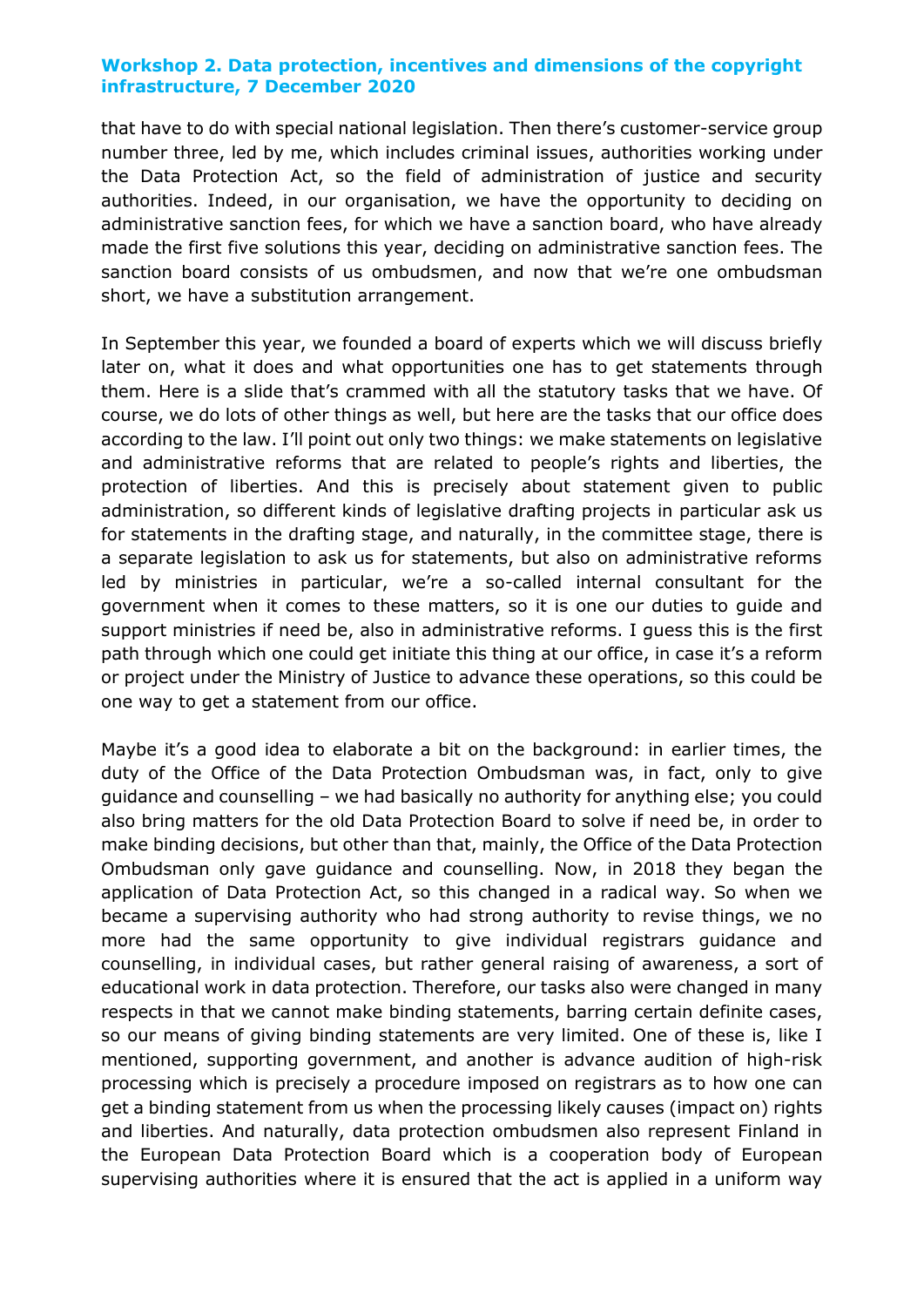that have to do with special national legislation. Then there's customer-service group number three, led by me, which includes criminal issues, authorities working under the Data Protection Act, so the field of administration of justice and security authorities. Indeed, in our organisation, we have the opportunity to deciding on administrative sanction fees, for which we have a sanction board, who have already made the first five solutions this year, deciding on administrative sanction fees. The sanction board consists of us ombudsmen, and now that we're one ombudsman short, we have a substitution arrangement.

In September this year, we founded a board of experts which we will discuss briefly later on, what it does and what opportunities one has to get statements through them. Here is a slide that's crammed with all the statutory tasks that we have. Of course, we do lots of other things as well, but here are the tasks that our office does according to the law. I'll point out only two things: we make statements on legislative and administrative reforms that are related to people's rights and liberties, the protection of liberties. And this is precisely about statement given to public administration, so different kinds of legislative drafting projects in particular ask us for statements in the drafting stage, and naturally, in the committee stage, there is a separate legislation to ask us for statements, but also on administrative reforms led by ministries in particular, we're a so-called internal consultant for the government when it comes to these matters, so it is one our duties to guide and support ministries if need be, also in administrative reforms. I guess this is the first path through which one could get initiate this thing at our office, in case it's a reform or project under the Ministry of Justice to advance these operations, so this could be one way to get a statement from our office.

Maybe it's a good idea to elaborate a bit on the background: in earlier times, the duty of the Office of the Data Protection Ombudsman was, in fact, only to give guidance and counselling – we had basically no authority for anything else; you could also bring matters for the old Data Protection Board to solve if need be, in order to make binding decisions, but other than that, mainly, the Office of the Data Protection Ombudsman only gave guidance and counselling. Now, in 2018 they began the application of Data Protection Act, so this changed in a radical way. So when we became a supervising authority who had strong authority to revise things, we no more had the same opportunity to give individual registrars guidance and counselling, in individual cases, but rather general raising of awareness, a sort of educational work in data protection. Therefore, our tasks also were changed in many respects in that we cannot make binding statements, barring certain definite cases, so our means of giving binding statements are very limited. One of these is, like I mentioned, supporting government, and another is advance audition of high-risk processing which is precisely a procedure imposed on registrars as to how one can get a binding statement from us when the processing likely causes (impact on) rights and liberties. And naturally, data protection ombudsmen also represent Finland in the European Data Protection Board which is a cooperation body of European supervising authorities where it is ensured that the act is applied in a uniform way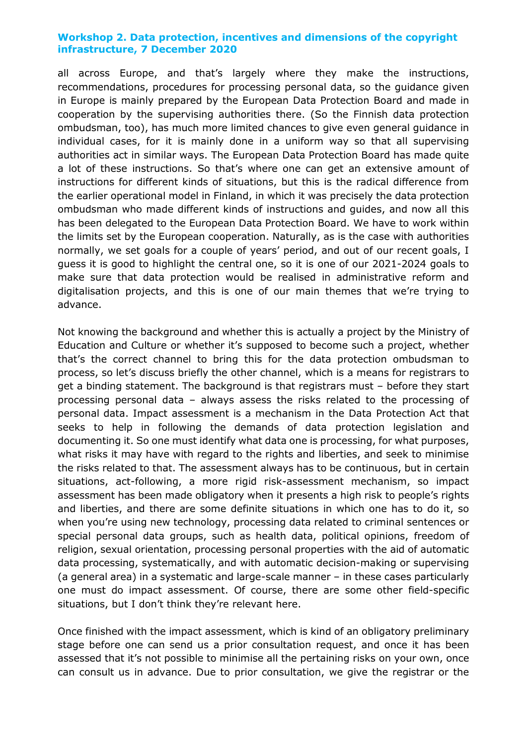all across Europe, and that's largely where they make the instructions, recommendations, procedures for processing personal data, so the guidance given in Europe is mainly prepared by the European Data Protection Board and made in cooperation by the supervising authorities there. (So the Finnish data protection ombudsman, too), has much more limited chances to give even general guidance in individual cases, for it is mainly done in a uniform way so that all supervising authorities act in similar ways. The European Data Protection Board has made quite a lot of these instructions. So that's where one can get an extensive amount of instructions for different kinds of situations, but this is the radical difference from the earlier operational model in Finland, in which it was precisely the data protection ombudsman who made different kinds of instructions and guides, and now all this has been delegated to the European Data Protection Board. We have to work within the limits set by the European cooperation. Naturally, as is the case with authorities normally, we set goals for a couple of years' period, and out of our recent goals, I guess it is good to highlight the central one, so it is one of our 2021-2024 goals to make sure that data protection would be realised in administrative reform and digitalisation projects, and this is one of our main themes that we're trying to advance.

Not knowing the background and whether this is actually a project by the Ministry of Education and Culture or whether it's supposed to become such a project, whether that's the correct channel to bring this for the data protection ombudsman to process, so let's discuss briefly the other channel, which is a means for registrars to get a binding statement. The background is that registrars must – before they start processing personal data – always assess the risks related to the processing of personal data. Impact assessment is a mechanism in the Data Protection Act that seeks to help in following the demands of data protection legislation and documenting it. So one must identify what data one is processing, for what purposes, what risks it may have with regard to the rights and liberties, and seek to minimise the risks related to that. The assessment always has to be continuous, but in certain situations, act-following, a more rigid risk-assessment mechanism, so impact assessment has been made obligatory when it presents a high risk to people's rights and liberties, and there are some definite situations in which one has to do it, so when you're using new technology, processing data related to criminal sentences or special personal data groups, such as health data, political opinions, freedom of religion, sexual orientation, processing personal properties with the aid of automatic data processing, systematically, and with automatic decision-making or supervising (a general area) in a systematic and large-scale manner – in these cases particularly one must do impact assessment. Of course, there are some other field-specific situations, but I don't think they're relevant here.

Once finished with the impact assessment, which is kind of an obligatory preliminary stage before one can send us a prior consultation request, and once it has been assessed that it's not possible to minimise all the pertaining risks on your own, once can consult us in advance. Due to prior consultation, we give the registrar or the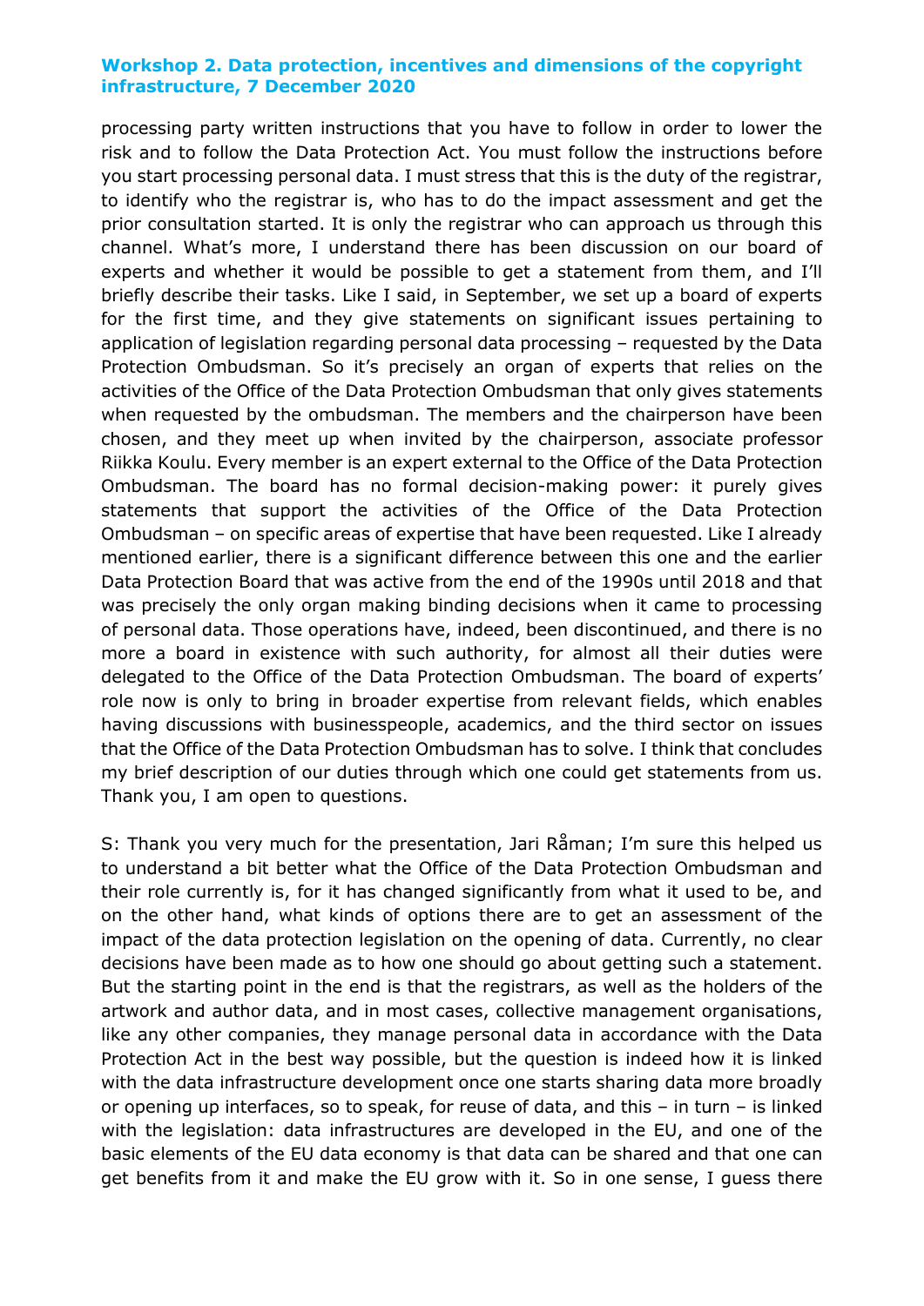processing party written instructions that you have to follow in order to lower the risk and to follow the Data Protection Act. You must follow the instructions before you start processing personal data. I must stress that this is the duty of the registrar, to identify who the registrar is, who has to do the impact assessment and get the prior consultation started. It is only the registrar who can approach us through this channel. What's more, I understand there has been discussion on our board of experts and whether it would be possible to get a statement from them, and I'll briefly describe their tasks. Like I said, in September, we set up a board of experts for the first time, and they give statements on significant issues pertaining to application of legislation regarding personal data processing – requested by the Data Protection Ombudsman. So it's precisely an organ of experts that relies on the activities of the Office of the Data Protection Ombudsman that only gives statements when requested by the ombudsman. The members and the chairperson have been chosen, and they meet up when invited by the chairperson, associate professor Riikka Koulu. Every member is an expert external to the Office of the Data Protection Ombudsman. The board has no formal decision-making power: it purely gives statements that support the activities of the Office of the Data Protection Ombudsman – on specific areas of expertise that have been requested. Like I already mentioned earlier, there is a significant difference between this one and the earlier Data Protection Board that was active from the end of the 1990s until 2018 and that was precisely the only organ making binding decisions when it came to processing of personal data. Those operations have, indeed, been discontinued, and there is no more a board in existence with such authority, for almost all their duties were delegated to the Office of the Data Protection Ombudsman. The board of experts' role now is only to bring in broader expertise from relevant fields, which enables having discussions with businesspeople, academics, and the third sector on issues that the Office of the Data Protection Ombudsman has to solve. I think that concludes my brief description of our duties through which one could get statements from us. Thank you, I am open to questions.

S: Thank you very much for the presentation, Jari Råman; I'm sure this helped us to understand a bit better what the Office of the Data Protection Ombudsman and their role currently is, for it has changed significantly from what it used to be, and on the other hand, what kinds of options there are to get an assessment of the impact of the data protection legislation on the opening of data. Currently, no clear decisions have been made as to how one should go about getting such a statement. But the starting point in the end is that the registrars, as well as the holders of the artwork and author data, and in most cases, collective management organisations, like any other companies, they manage personal data in accordance with the Data Protection Act in the best way possible, but the question is indeed how it is linked with the data infrastructure development once one starts sharing data more broadly or opening up interfaces, so to speak, for reuse of data, and this – in turn – is linked with the legislation: data infrastructures are developed in the EU, and one of the basic elements of the EU data economy is that data can be shared and that one can get benefits from it and make the EU grow with it. So in one sense, I guess there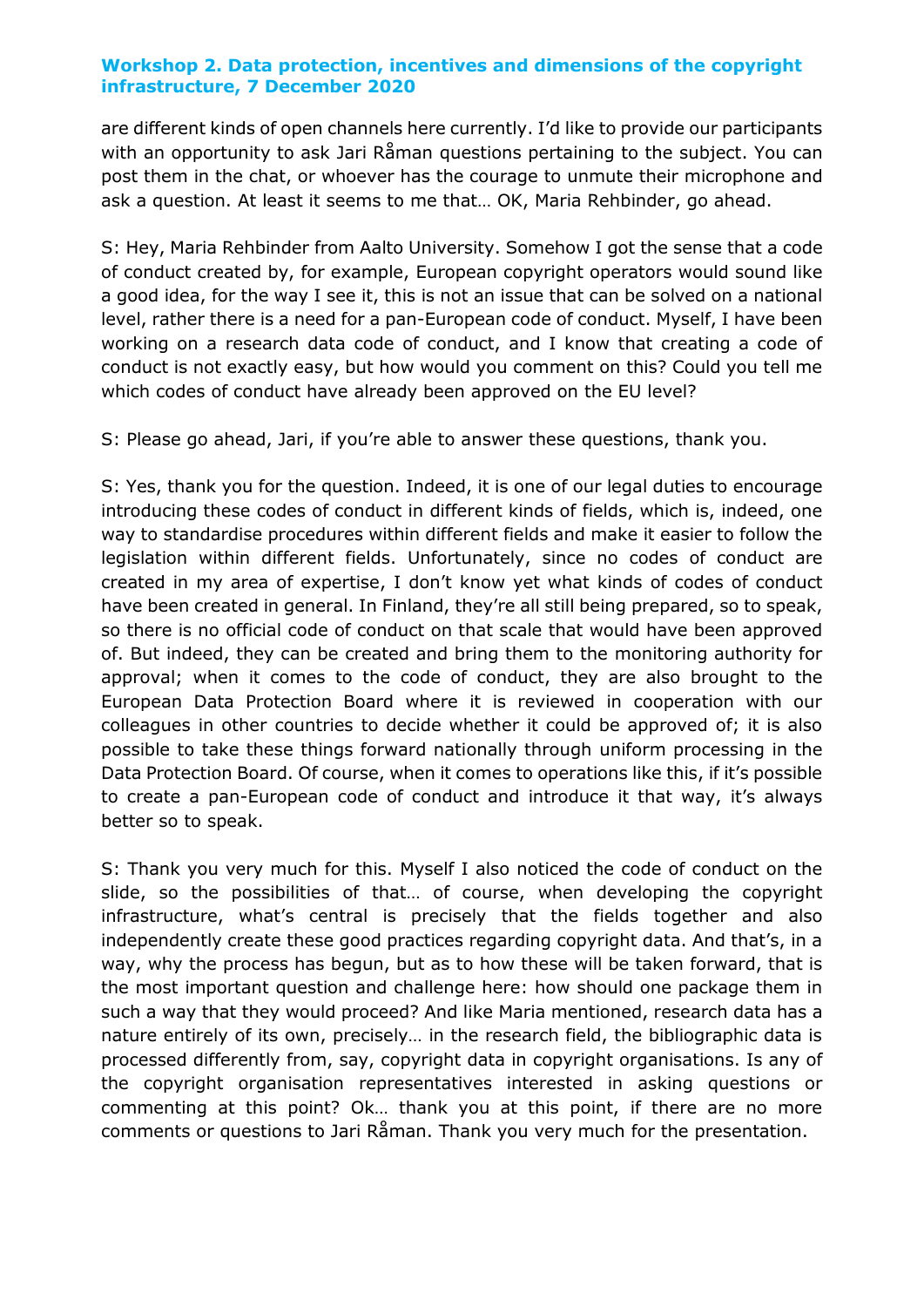are different kinds of open channels here currently. I'd like to provide our participants with an opportunity to ask Jari Råman questions pertaining to the subject. You can post them in the chat, or whoever has the courage to unmute their microphone and ask a question. At least it seems to me that… OK, Maria Rehbinder, go ahead.

S: Hey, Maria Rehbinder from Aalto University. Somehow I got the sense that a code of conduct created by, for example, European copyright operators would sound like a good idea, for the way I see it, this is not an issue that can be solved on a national level, rather there is a need for a pan-European code of conduct. Myself, I have been working on a research data code of conduct, and I know that creating a code of conduct is not exactly easy, but how would you comment on this? Could you tell me which codes of conduct have already been approved on the EU level?

S: Please go ahead, Jari, if you're able to answer these questions, thank you.

S: Yes, thank you for the question. Indeed, it is one of our legal duties to encourage introducing these codes of conduct in different kinds of fields, which is, indeed, one way to standardise procedures within different fields and make it easier to follow the legislation within different fields. Unfortunately, since no codes of conduct are created in my area of expertise, I don't know yet what kinds of codes of conduct have been created in general. In Finland, they're all still being prepared, so to speak, so there is no official code of conduct on that scale that would have been approved of. But indeed, they can be created and bring them to the monitoring authority for approval; when it comes to the code of conduct, they are also brought to the European Data Protection Board where it is reviewed in cooperation with our colleagues in other countries to decide whether it could be approved of; it is also possible to take these things forward nationally through uniform processing in the Data Protection Board. Of course, when it comes to operations like this, if it's possible to create a pan-European code of conduct and introduce it that way, it's always better so to speak.

S: Thank you very much for this. Myself I also noticed the code of conduct on the slide, so the possibilities of that… of course, when developing the copyright infrastructure, what's central is precisely that the fields together and also independently create these good practices regarding copyright data. And that's, in a way, why the process has begun, but as to how these will be taken forward, that is the most important question and challenge here: how should one package them in such a way that they would proceed? And like Maria mentioned, research data has a nature entirely of its own, precisely… in the research field, the bibliographic data is processed differently from, say, copyright data in copyright organisations. Is any of the copyright organisation representatives interested in asking questions or commenting at this point? Ok… thank you at this point, if there are no more comments or questions to Jari Råman. Thank you very much for the presentation.